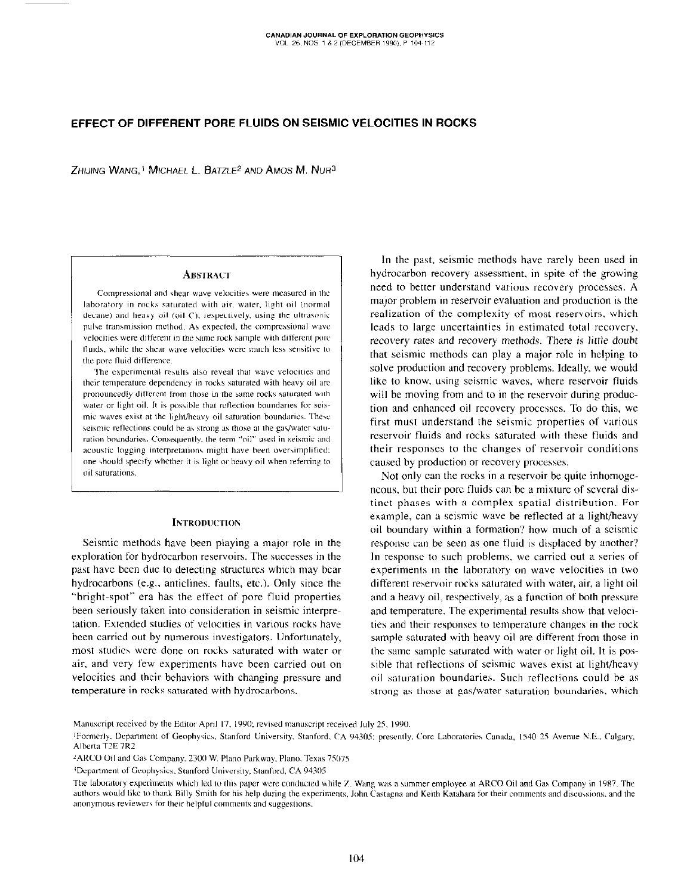# EFFECT OF DIFFERENT PORE FLUIDS ON SEISMIC VELOCITIES IN ROCKS

ZHIJING WANG,[1] MICHAEL L. BATZLE[2] AND AMOS M. NUR[3]

## ABSTRACT

Compressional and shear wave velocities were measured in the laboratory in rocks saturated with air, water, light oil (normal decane) and heavy oil (oil C), respectively, using the ultrasonic pulse transmission method. As expected, the compressional wave velocities were different in the same rock sample with different pore fluids, while the shear wave velocities were much less sensitive to the pore fluid difference.

The experimental results also reveal that wave velocities and their temperature dependency in rocks saturated with heavy oil are pronouncedly different from those in the same rocks saturated with water or light oil. It is possible that reflection boundaries for seismic waves exist at the light/heavy oil saturation boundaries. These seismic reflections could be as strong as those at the gas/water saturation boundaries. Consequently, the term "oil" used in seismic and acoustic logging interpretations might have been oversimplified: one should specify whether it is light or heavy oil when referring to oil saturations.

## INTRODUCTION

Seismic methods have been playing a major role in the exploration for hydrocarbon reservoirs. The successes in the past have been due to detecting structures which may bear hydrocarbons (e.g., anticlines, faults, etc.). Only since the "bright-spot" era has the effect of pore fluid properties been seriously taken into consideration in seismic interpretation. Extended studies of velocities in various rocks have been carried out by numerous investigators. Unfortunately, most studies were done on rocks saturated with water or air, and very few experiments have been carried out on velocities and their behaviors with changing pressure and temperature in rocks saturated with hydrocarbons.

In the past, seismic methods have rarely been used in hydrocarbon recovery assessment, in spite of the growing need to better understand various recovery processes. A major problem in reservoir evaluation and production is the realization of the complexity of most reservoirs, which leads to large uncertainties in estimated total recovery, recovery rates and recovery methods. There is little doubt that seismic methods can play a major role in helping to solve production and recovery problems. Ideally, we would like to know, using seismic waves, where reservoir fluids will be moving from and to in the reservoir during production and enhanced oil recovery processes. To do this, we first must understand the seismic properties of various reservoir fluids and rocks saturated with these fluids and their responses to the changes of reservoir conditions caused by production or recovery processes.

Not only can the rocks in a reservoir be quite inhomogeneous, but their pore fluids can be a mixture of several distinct phases with a complex spatial distribution. For example, can a seismic wave be reflected at a light/heavy oil boundary within a formation? how much of a seismic response can be seen as one fluid is displaced by another? In response to such problems, we carried out a series of experiments in the laboratory on wave velocities in two different reservoir rocks saturated with water, air, a light oil and a heavy oil, respectively, as a function of both pressure and temperature. The experimental results show that velocities and their responses to temperature changes in the rock sample saturated with heavy oil are different from those in the same sample saturated with water, air, or light oil. It is possible that reflections of seismic waves exist at light/heavy oil saturation boundaries. Such reflections could be as strong as those at gas/water saturation boundaries, which

Manuscript received by the Editor April 17, 1990; revised manuscript received July 25, 1990.

[1]Formerly, Department of Geophysics, Stanford University, Stanford, CA 94305; presently, Core Laboratories Canada, 1540 25 Avenue N.E., Calgary, Alberta T2E 7R2

[2]ARCO Oil and Gas Company, 2300 W. Plano Parkway, Plano, Texas 75075

[3]Department of Geophysics, Stanford University, Stanford, CA 94305

The laboratory experiments which led to this paper were conducted while Z. Wang was a summer employee at ARCO Oil and Gas Company in 1987. The authors would like to thank Billy Smith for his help during the experiments, John Castagna and Keith Katahara for their comments and discussions, and the anonymous reviewers for their helpful comments and suggestions.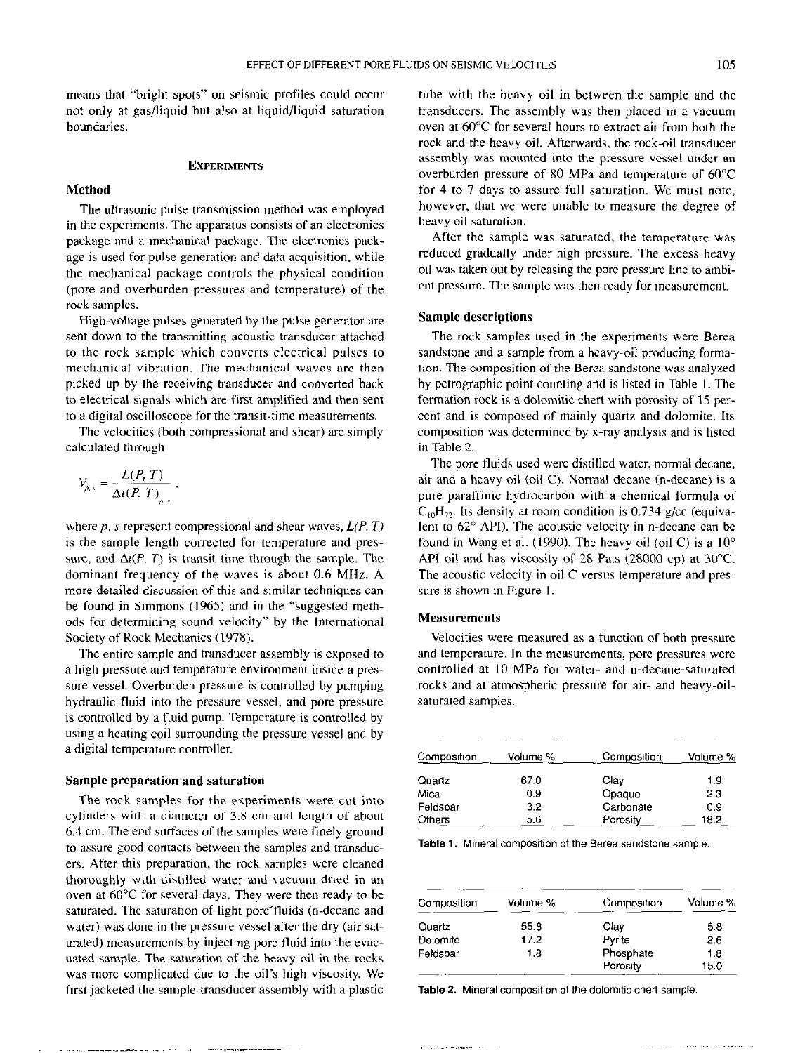means that "bright spots" on seismic profiles could occur not only at gas/liquid but also at liquid/liquid saturation boundaries.

## EXPERIMENTS

### Method

The ultrasonic pulse transmission method was employed in the experiments. The apparatus consists of an electronics package and a mechanical package. The electronics package is used for pulse generation and data acquisition, while the mechanical package controls the physical condition (pore and overburden pressures and temperature) of the rock samples.

High-voltage pulses generated by the pulse generator are sent down to the transmitting acoustic transducer attached to the rock sample which converts electrical pulses to mechanical vibration. The mechanical waves are then picked up by the receiving transducer and converted back to electrical signals which are first amplified and then sent to a digital oscilloscope for the transit-time measurements.

The velocities (both compressional and shear) are simply calculated through

$$V_{p,s} = \frac{L(P,T)}{\Delta t(P,T)_{p,s}},$$

where $p$, $s$ represent compressional and shear waves, $L(P, T)$ is the sample length corrected for temperature and pressure, and $\Delta t(P, T)$ is transit time through the sample. The dominant frequency of the waves is about 0.6 MHz. A more detailed discussion of this and similar techniques can be found in Simmons (1965) and in the "suggested methods for determining sound velocity" by the International Society of Rock Mechanics (1978).

The entire sample and transducer assembly is exposed to a high pressure and temperature environment inside a pressure vessel. Overburden pressure is controlled by pumping hydraulic fluid into the pressure vessel, and pore pressure is controlled by a fluid pump. Temperature is controlled by using a heating coil surrounding the pressure vessel and by a digital temperature controller.

### Sample preparation and saturation

The rock samples for the experiments were cut into cylinders with a diameter of 3.8 cm and length of about 6.4 cm. The end surfaces of the samples were finely ground to assure good contacts between the samples and transducers. After this preparation, the rock samples were cleaned thoroughly with distilled water and vacuum dried in an oven at 60°C for several days. They were then ready to be saturated. The saturation of light pore fluids (n-decane and water) was done in the pressure vessel after the dry (air saturated) measurements by injecting pore fluid into the evacuated sample. The saturation of the heavy oil in the rocks was more complicated due to the oil's high viscosity. We first jacketed the sample-transducer assembly with a plastic tube with the heavy oil in between the sample and the transducers. The assembly was then placed in a vacuum oven at 60°C for several hours to extract air from both the rock and the heavy oil. Afterwards, the rock-oil transducer assembly was mounted into the pressure vessel under an overburden pressure of 80 MPa and temperature of 60°C for 4 to 7 days to assure full saturation. We must note, however, that we were unable to measure the degree of heavy oil saturation.

After the sample was saturated, the temperature was reduced gradually under high pressure. The excess heavy oil was taken out by releasing the pore pressure line to ambient pressure. The sample was then ready for measurement.

### Sample descriptions

The rock samples used in the experiments were Berea sandstone and a sample from a heavy-oil producing formation. The composition of the Berea sandstone was analyzed by petrographic point counting and is listed in Table 1. The formation rock is a dolomitic chert with porosity of 15 percent and is composed of mainly quartz and dolomite. Its composition was determined by x-ray analysis and is listed in Table 2.

The pore fluids used were distilled water, normal decane, air and a heavy oil (oil C). Normal decane (n-decane) is a pure paraffinic hydrocarbon with a chemical formula of $C_{10}H_{22}$. Its density at room condition is 0.734 g/cc (equivalent to 62° API). The acoustic velocity in n-decane can be found in Wang et al. (1990). The heavy oil (oil C) is a 10° API oil and has viscosity of 28 Pa.s (28000 cp) at 30°C. The acoustic velocity in oil C versus temperature and pressure is shown in Figure 1.

### Measurements

Velocities were measured as a function of both pressure and temperature. In the measurements, pore pressures were controlled at 10 MPa for water- and n-decane-saturated rocks and at atmospheric pressure for air- and heavy-oil-saturated samples.

| Composition | Volume % | Composition | Volume % |
|---|---|---|---|
| Quartz | 67.0 | Clay | 1.9 |
| Mica | 0.9 | Opaque | 2.3 |
| Feldspar | 3.2 | Carbonate | 0.9 |
| Others | 5.6 | Porosity | 18.2 |

**Table 1.** Mineral composition of the Berea sandstone sample.

| Composition | Volume % | Composition | Volume % |
|---|---|---|---|
| Quartz | 55.8 | Clay | 5.8 |
| Dolomite | 17.2 | Pyrite | 2.6 |
| Feldspar | 1.8 | Phosphate | 1.8 |
| | | Porosity | 15.0 |

**Table 2.** Mineral composition of the dolomitic chert sample.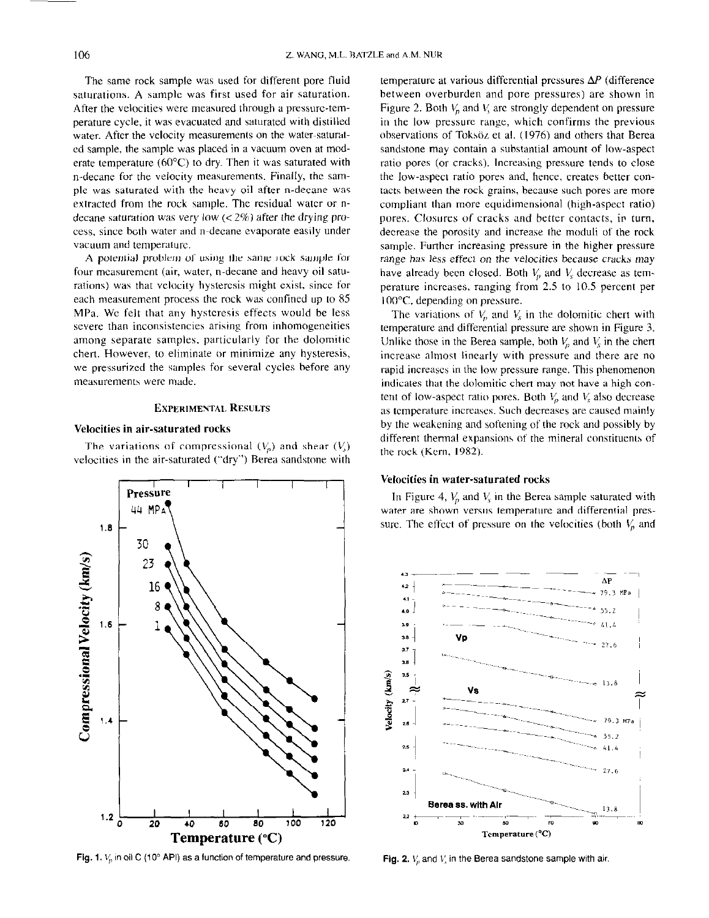The same rock sample was used for different pore fluid saturations. A sample was first used for air saturation. After the velocities were measured through a pressure-temperature cycle, it was evacuated and saturated with distilled water. After the velocity measurements on the water-saturated sample, the sample was placed in a vacuum oven at moderate temperature (60°C) to dry. Then it was saturated with n-decane for the velocity measurements. Finally, the sample was saturated with the heavy oil after n-decane was extracted from the rock sample. The residual water or n-decane saturation was very low (< 2%) after the drying process, since both water and n-decane evaporate easily under vacuum and temperature.

A potential problem of using the same rock sample for four measurement (air, water, n-decane and heavy oil saturations) was that velocity hysteresis might exist, since for each measurement process the rock was confined up to 85 MPa. We felt that any hysteresis effects would be less severe than inconsistencies arising from inhomogeneities among separate samples, particularly for the dolomitic chert. However, to eliminate or minimize any hysteresis, we pressurized the samples for several cycles before any measurements were made.

## EXPERIMENTAL RESULTS

### Velocities in air-saturated rocks

The variations of compressional ($V_p$) and shear ($V_s$) velocities in the air-saturated ("dry") Berea sandstone with temperature at various differential pressures $\Delta P$ (difference between overburden and pore pressures) are shown in Figure 2. Both $V_p$ and $V_s$ are strongly dependent on pressure in the low pressure range, which confirms the previous observations of Toksöz et al. (1976) and others that Berea sandstone may contain a substantial amount of low-aspect ratio pores (or cracks). Increasing pressure tends to close the low-aspect ratio pores and, hence, creates better contacts between the rock grains, because such pores are more compliant than more equidimensional (high-aspect ratio) pores. Closures of cracks and better contacts, in turn, decrease the porosity and increase the moduli of the rock sample. Further increasing pressure in the higher pressure range has less effect on the velocities because cracks may have already been closed. Both $V_p$ and $V_s$ decrease as temperature increases, ranging from 2.5 to 10.5 percent per 100°C, depending on pressure.

The variations of $V_p$ and $V_s$ in the dolomitic chert with temperature and differential pressure are shown in Figure 3. Unlike those in the Berea sample, both $V_p$ and $V_s$ in the chert increase almost linearly with pressure and there are no rapid increases in the low pressure range. This phenomenon indicates that the dolomitic chert may not have a high content of low-aspect ratio pores. Both $V_p$ and $V_s$ also decrease as temperature increases. Such decreases are caused mainly by the weakening and softening of the rock and possibly by different thermal expansions of the mineral constituents of the rock (Kern, 1982).

### Velocities in water-saturated rocks

In Figure 4, $V_p$ and $V_s$ in the Berea sample saturated with water are shown versus temperature and differential pressure. The effect of pressure on the velocities (both $V_p$ and

**Fig. 1.** $V_p$ in oil C (10° API) as a function of temperature and pressure.

**Fig. 2.** $V_p$ and $V_s$ in the Berea sandstone sample with air.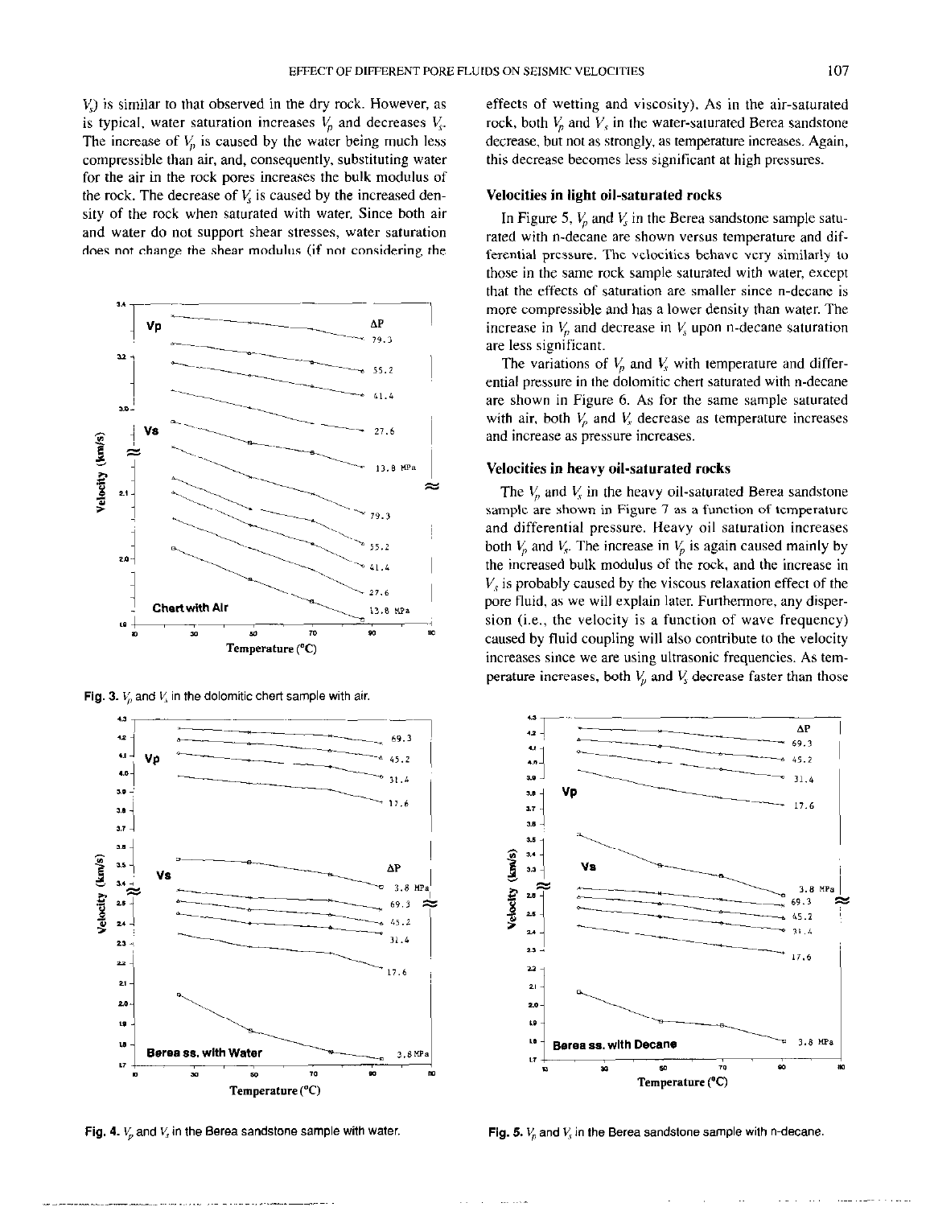$V_s$) is similar to that observed in the dry rock. However, as is typical, water saturation increases $V_p$ and decreases $V_s$. The increase of $V_p$ is caused by the water being much less compressible than air, and, consequently, substituting water for the air in the rock pores increases the bulk modulus of the rock. The decrease of $V_s$ is caused by the increased density of the rock when saturated with water. Since both air and water do not support shear stresses, water saturation does not change the shear modulus (if not considering the effects of wetting and viscosity). As in the air-saturated rock, both $V_p$ and $V_s$ in the water-saturated Berea sandstone decrease, but not as strongly, as temperature increases. Again, this decrease becomes less significant at high pressures.

Fig. 3. $V_p$ and $V_s$ in the dolomitic chert sample with air.

Fig. 4. $V_p$ and $V_s$ in the Berea sandstone sample with water.

### Velocities in light oil-saturated rocks

In Figure 5, $V_p$ and $V_s$ in the Berea sandstone sample saturated with n-decane are shown versus temperature and differential pressure. The velocities behave very similarly to those in the same rock sample saturated with water, except that the effects of saturation are smaller since n-decane is more compressible and has a lower density than water. The increase in $V_p$ and decrease in $V_s$ upon n-decane saturation are less significant.

The variations of $V_p$ and $V_s$ with temperature and differential pressure in the dolomitic chert saturated with n-decane are shown in Figure 6. As for the same sample saturated with air, both $V_p$ and $V_s$ decrease as temperature increases and increase as pressure increases.

### Velocities in heavy oil-saturated rocks

The $V_p$ and $V_s$ in the heavy oil-saturated Berea sandstone sample are shown in Figure 7 as a function of temperature and differential pressure. Heavy oil saturation increases both $V_p$ and $V_s$. The increase in $V_p$ is again caused mainly by the increased bulk modulus of the rock, and the increase in $V_s$ is probably caused by the viscous relaxation effect of the pore fluid, as we will explain later. Furthermore, any dispersion (i.e., the velocity is a function of wave frequency) caused by fluid coupling will also contribute to the velocity increases since we are using ultrasonic frequencies. As temperature increases, both $V_p$ and $V_s$ decrease faster than those

Fig. 5. $V_p$ and $V_s$ in the Berea sandstone sample with n-decane.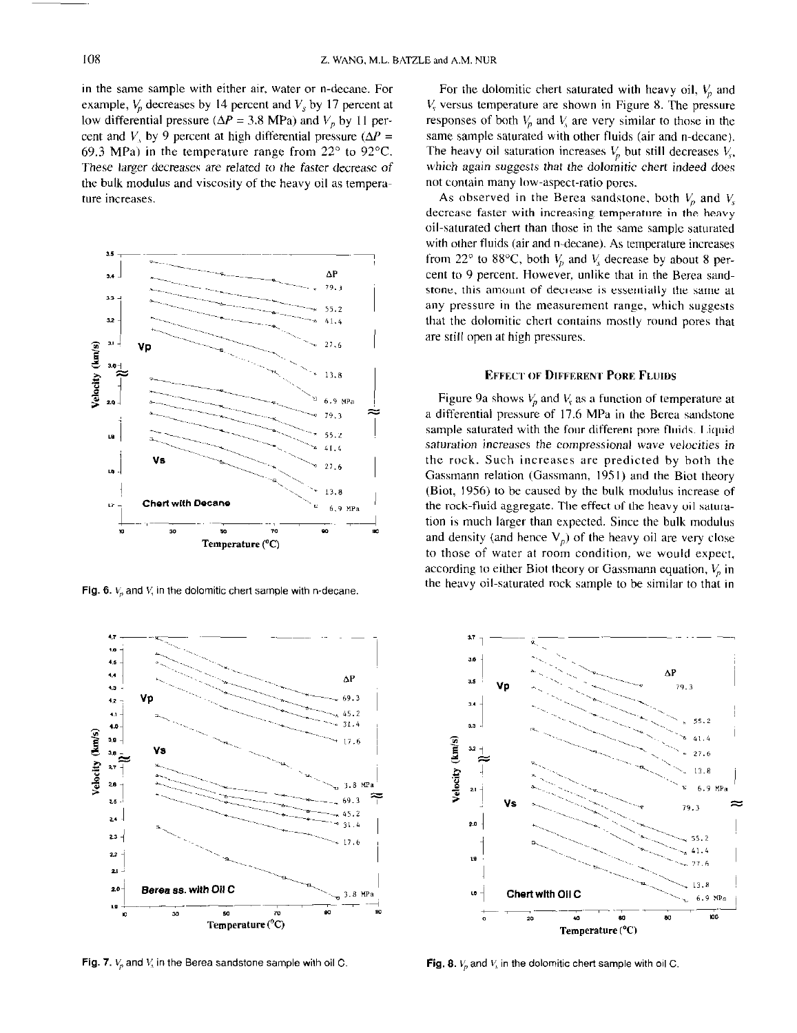in the same sample with either air, water or n-decane. For example, $V_p$ decreases by 14 percent and $V_s$ by 17 percent at low differential pressure ($\Delta P$ = 3.8 MPa) and $V_p$ by 11 percent and $V_s$ by 9 percent at high differential pressure ($\Delta P$ = 69.3 MPa) in the temperature range from 22° to 92°C. These larger decreases are related to the faster decrease of the bulk modulus and viscosity of the heavy oil as temperature increases.

**Fig. 6.** $V_p$ and $V_s$ in the dolomitic chert sample with n-decane.

**Fig. 7.** $V_p$ and $V_s$ in the Berea sandstone sample with oil C.

For the dolomitic chert saturated with heavy oil, $V_p$ and $V_s$ versus temperature are shown in Figure 8. The pressure responses of both $V_p$ and $V_s$ are very similar to those in the same sample saturated with other fluids (air and n-decane). The heavy oil saturation increases $V_p$ but still decreases $V_s$, which again suggests that the dolomitic chert indeed does not contain many low-aspect-ratio pores.

As observed in the Berea sandstone, both $V_p$ and $V_s$ decrease faster with increasing temperature in the heavy oil-saturated chert than those in the same sample saturated with other fluids (air and n-decane). As temperature increases from 22° to 88°C, both $V_p$ and $V_s$ decrease by about 8 percent to 9 percent. However, unlike that in the Berea sandstone, this amount of decrease is essentially the same at any pressure in the measurement range, which suggests that the dolomitic chert contains mostly round pores that are still open at high pressures.

## Effect of Different Pore Fluids

Figure 9a shows $V_p$ and $V_s$ as a function of temperature at a differential pressure of 17.6 MPa in the Berea sandstone sample saturated with the four different pore fluids. Liquid saturation increases the compressional wave velocities in the rock. Such increases are predicted by both the Gassmann relation (Gassmann, 1951) and the Biot theory (Biot, 1956) to be caused by the bulk modulus increase of the rock-fluid aggregate. The effect of the heavy oil saturation is much larger than expected. Since the bulk modulus and density (and hence $V_p$) of the heavy oil are very close to those of water at room condition, we would expect, according to either Biot theory or Gassmann equation, $V_p$ in the heavy oil-saturated rock sample to be similar to that in

**Fig. 8.** $V_p$ and $V_s$ in the dolomitic chert sample with oil C.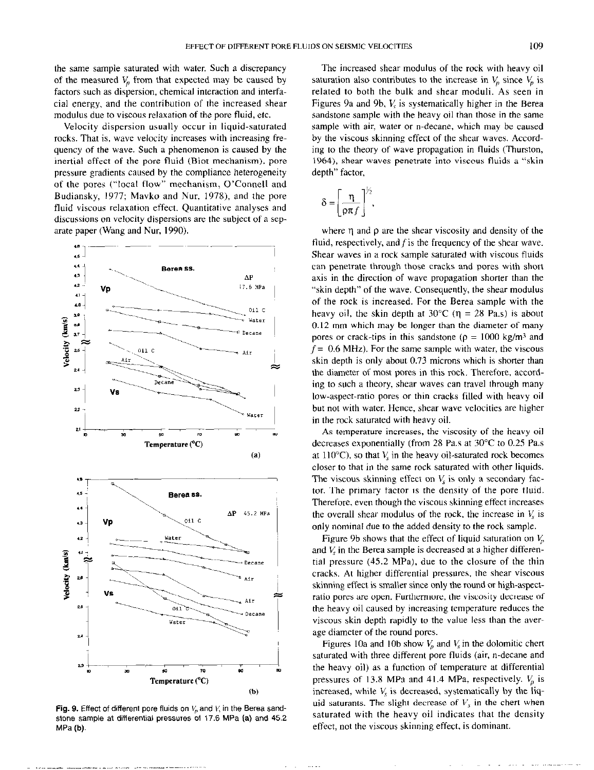the same sample saturated with water. Such a discrepancy of the measured $V_p$ from that expected may be caused by factors such as dispersion, chemical interaction and interfacial energy, and the contribution of the increased shear modulus due to viscous relaxation of the pore fluid, etc.

Velocity dispersion usually occur in liquid-saturated rocks. That is, wave velocity increases with increasing frequency of the wave. Such a phenomenon is caused by the inertial effect of the pore fluid (Biot mechanism), pore pressure gradients caused by the compliance heterogeneity of the pores ("local flow" mechanism, O'Connell and Budiansky, 1977; Mavko and Nur, 1978), and the pore fluid viscous relaxation effect. Quantitative analyses and discussions on velocity dispersions are the subject of a separate paper (Wang and Nur, 1990).

**Fig. 9.** Effect of different pore fluids on $V_p$ and $V_s$ in the Berea sandstone sample at differential pressures of 17.6 MPa (a) and 45.2 MPa (b).

The increased shear modulus of the rock with heavy oil saturation also contributes to the increase in $V_p$ since $V_p$ is related to both the bulk and shear moduli. As seen in Figures 9a and 9b, $V_s$ is systematically higher in the Berea sandstone sample with the heavy oil than those in the same sample with air, water or n-decane, which may be caused by the viscous skinning effect of the shear waves. According to the theory of wave propagation in fluids (Thurston, 1964), shear waves penetrate into viscous fluids a "skin depth" factor,

$$\delta = \left[\frac{\eta}{\rho \pi f}\right]^{\frac{1}{2}},$$

where $\eta$ and $\rho$ are the shear viscosity and density of the fluid, respectively, and $f$ is the frequency of the shear wave. Shear waves in a rock sample saturated with viscous fluids can penetrate through those cracks and pores with short axis in the direction of wave propagation shorter than the "skin depth" of the wave. Consequently, the shear modulus of the rock is increased. For the Berea sample with the heavy oil, the skin depth at 30°C ($\eta$ = 28 Pa.s) is about 0.12 mm which may be longer than the diameter of many pores or crack-tips in this sandstone ($\rho$ = 1000 kg/m$^3$ and $f$ = 0.6 MHz). For the same sample with water, the viscous skin depth is only about 0.73 microns which is shorter than the diameter of most pores in this rock. Therefore, according to such a theory, shear waves can travel through many low-aspect-ratio pores or thin cracks filled with heavy oil but not with water. Hence, shear wave velocities are higher in the rock saturated with heavy oil.

As temperature increases, the viscosity of the heavy oil decreases exponentially (from 28 Pa.s at 30°C to 0.25 Pa.s at 110°C), so that $V_s$ in the heavy oil-saturated rock becomes closer to that in the same rock saturated with other liquids. The viscous skinning effect on $V_s$ is only a secondary factor. The primary factor is the density of the pore fluid. Therefore, even though the viscous skinning effect increases the overall shear modulus of the rock, the increase in $V_s$ is only nominal due to the added density to the rock sample.

Figure 9b shows that the effect of liquid saturation on $V_p$ and $V_s$ in the Berea sample is decreased at a higher differential pressure (45.2 MPa), due to the closure of the thin cracks. At higher differential pressures, the shear viscous skinning effect is smaller since only the round or high-aspect-ratio pores are open. Furthermore, the viscosity decrease of the heavy oil caused by increasing temperature reduces the viscous skin depth rapidly to the value less than the average diameter of the round pores.

Figures 10a and 10b show $V_p$ and $V_s$ in the dolomitic chert saturated with three different pore fluids (air, n-decane and the heavy oil) as a function of temperature at differential pressures of 13.8 MPa and 41.4 MPa, respectively. $V_p$ is increased, while $V_s$ is decreased, systematically by the liquid saturants. The slight decrease of $V_s$ in the chert when saturated with the heavy oil indicates that the density effect, not the viscous skinning effect, is dominant.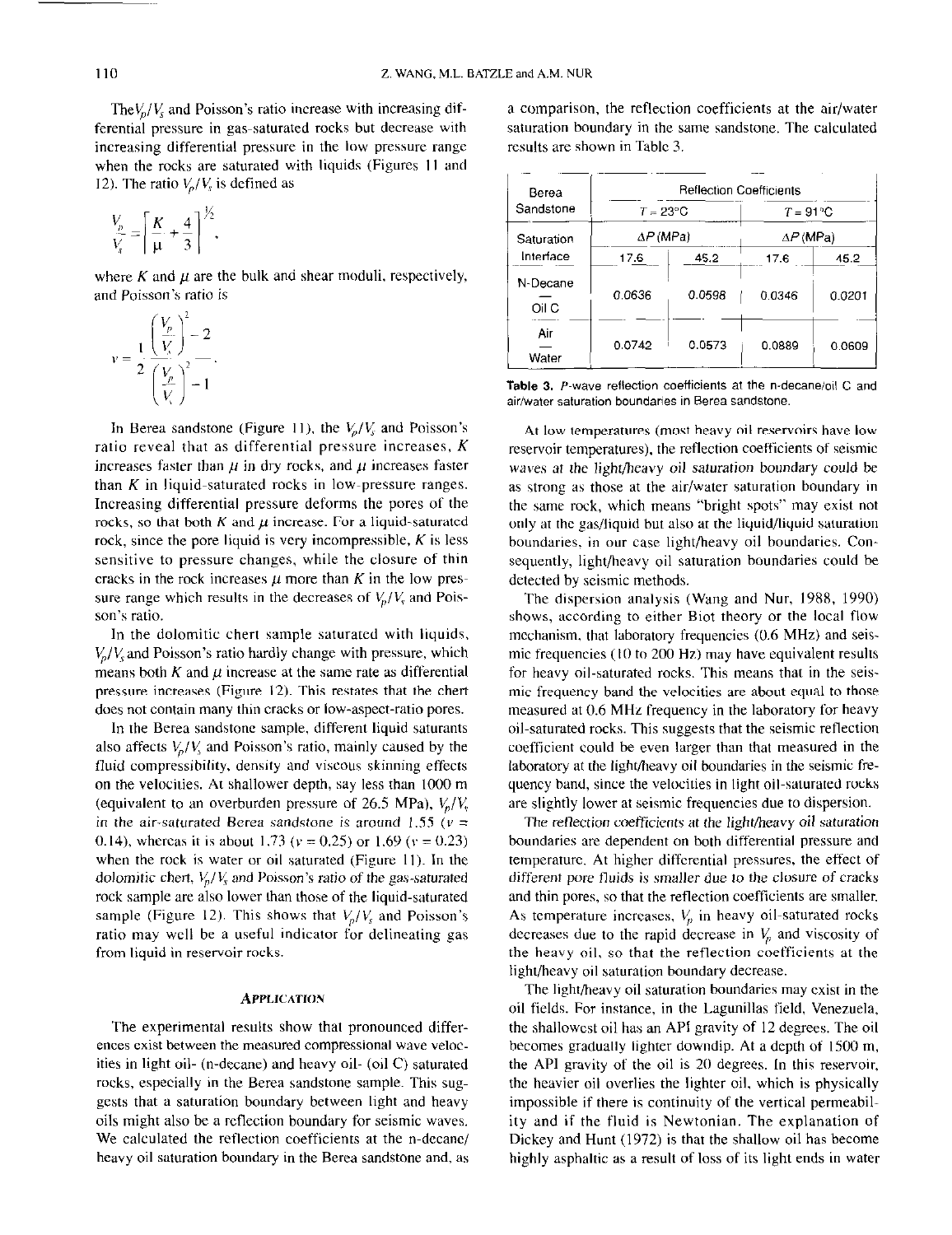The $V_p/V_s$ and Poisson's ratio increase with increasing differential pressure in gas-saturated rocks but decrease with increasing differential pressure in the low pressure range when the rocks are saturated with liquids (Figures 11 and 12). The ratio $V_p/V_s$ is defined as

$$\frac{V_p}{V_s} = \left[\frac{K}{\mu} + \frac{4}{3}\right]^{1/2},$$

where $K$ and $\mu$ are the bulk and shear moduli, respectively, and Poisson's ratio is

$$v = \frac{1}{2}\frac{\left(\frac{V_p}{V_s}\right)^2 - 2}{\left(\frac{V_p}{V_s}\right)^2 - 1}.$$

In Berea sandstone (Figure 11), the $V_p/V_s$ and Poisson's ratio reveal that as differential pressure increases, $K$ increases faster than $\mu$ in dry rocks, and $\mu$ increases faster than $K$ in liquid-saturated rocks in low-pressure ranges. Increasing differential pressure deforms the pores of the rocks, so that both $K$ and $\mu$ increase. For a liquid-saturated rock, since the pore liquid is very incompressible, $K$ is less sensitive to pressure changes, while the closure of thin cracks in the rock increases $\mu$ more than $K$ in the low pressure range which results in the decreases of $V_p/V_s$ and Poisson's ratio.

In the dolomitic chert sample saturated with liquids, $V_p/V_s$ and Poisson's ratio hardly change with pressure, which means both $K$ and $\mu$ increase at the same rate as differential pressure increases (Figure 12). This restates that the chert does not contain many thin cracks or low-aspect-ratio pores.

In the Berea sandstone sample, different liquid saturants also affects $V_p/V_s$ and Poisson's ratio, mainly caused by the fluid compressibility, density and viscous skinning effects on the velocities. At shallower depth, say less than 1000 m (equivalent to an overburden pressure of 26.5 MPa), $V_p/V_s$ in the air-saturated Berea sandstone is around 1.55 ($v$ = 0.14), whereas it is about 1.73 ($v$ = 0.25) or 1.69 ($v$ = 0.23) when the rock is water or oil saturated (Figure 11). In the dolomitic chert, $V_p/V_s$ and Poisson's ratio of the gas-saturated rock sample are also lower than those of the liquid-saturated sample (Figure 12). This shows that $V_p/V_s$ and Poisson's ratio may well be a useful indicator for delineating gas from liquid in reservoir rocks.

## APPLICATION

The experimental results show that pronounced differences exist between the measured compressional wave velocities in light oil- (n-decane) and heavy oil- (oil C) saturated rocks, especially in the Berea sandstone sample. This suggests that a saturation boundary between light and heavy oils might also be a reflection boundary for seismic waves. We calculated the reflection coefficients at the n-decane/heavy oil saturation boundary in the Berea sandstone and, as a comparison, the reflection coefficients at the air/water saturation boundary in the same sandstone. The calculated results are shown in Table 3.

| Berea Sandstone | Reflection Coefficients | | | |
|---|---|---|---|---|
| | $T$ = 23°C | | $T$ = 91°C | |
| Saturation Interface | $\Delta P$ (MPa) | | $\Delta P$ (MPa) | |
| | 17.6 | 45.2 | 17.6 | 45.2 |
| N-Decane — Oil C | 0.0636 | 0.0598 | 0.0346 | 0.0201 |
| Air — Water | 0.0742 | 0.0573 | 0.0889 | 0.0609 |

**Table 3.** *P*-wave reflection coefficients at the n-decane/oil C and air/water saturation boundaries in Berea sandstone.

At low temperatures (most heavy oil reservoirs have low reservoir temperatures), the reflection coefficients of seismic waves *at the light/heavy oil saturation boundary could* be as strong as those at the air/water saturation boundary in the same rock, which means "bright spots" may exist not only at the gas/liquid but also at the liquid/liquid saturation boundaries, in our case light/heavy oil boundaries. Consequently, light/heavy oil saturation boundaries could be detected by seismic methods.

The dispersion analysis (Wang and Nur, 1988, 1990) shows, according to either Biot theory or the local flow mechanism, that laboratory frequencies (0.6 MHz) and seismic frequencies (10 to 200 Hz) may have equivalent results for heavy oil-saturated rocks. This means that in the seismic frequency band the velocities are about equal to those measured at 0.6 MHz frequency in the laboratory for heavy oil-saturated rocks. This suggests that the seismic reflection coefficient could be even larger than that measured in the laboratory at the light/heavy oil boundaries in the seismic frequency band, since the velocities in light oil-saturated rocks are slightly lower at seismic frequencies due to dispersion.

*The reflection coefficients at the light/heavy oil saturation* boundaries are dependent on both differential pressure and temperature. At higher differential pressures, the effect of different pore fluids is smaller due to the closure of cracks and thin pores, so that the reflection coefficients are smaller. As temperature increases, $V_p$ in heavy oil-saturated rocks decreases due to the rapid decrease in $V_p$ and viscosity of the heavy oil, so that the reflection coefficients at the light/heavy oil saturation boundary decrease.

The light/heavy oil saturation boundaries may exist in the oil fields. For instance, in the Lagunillas field, Venezuela, the shallowest oil has an API gravity of 12 degrees. The oil becomes gradually lighter downdip. At a depth of 1500 m, the API gravity of the oil is 20 degrees. In this reservoir, the heavier oil overlies the lighter oil, which is physically impossible if there is continuity of the vertical permeability and if the fluid is Newtonian. The explanation of Dickey and Hunt (1972) is that the shallow oil has become highly asphaltic as a result of loss of its light ends in water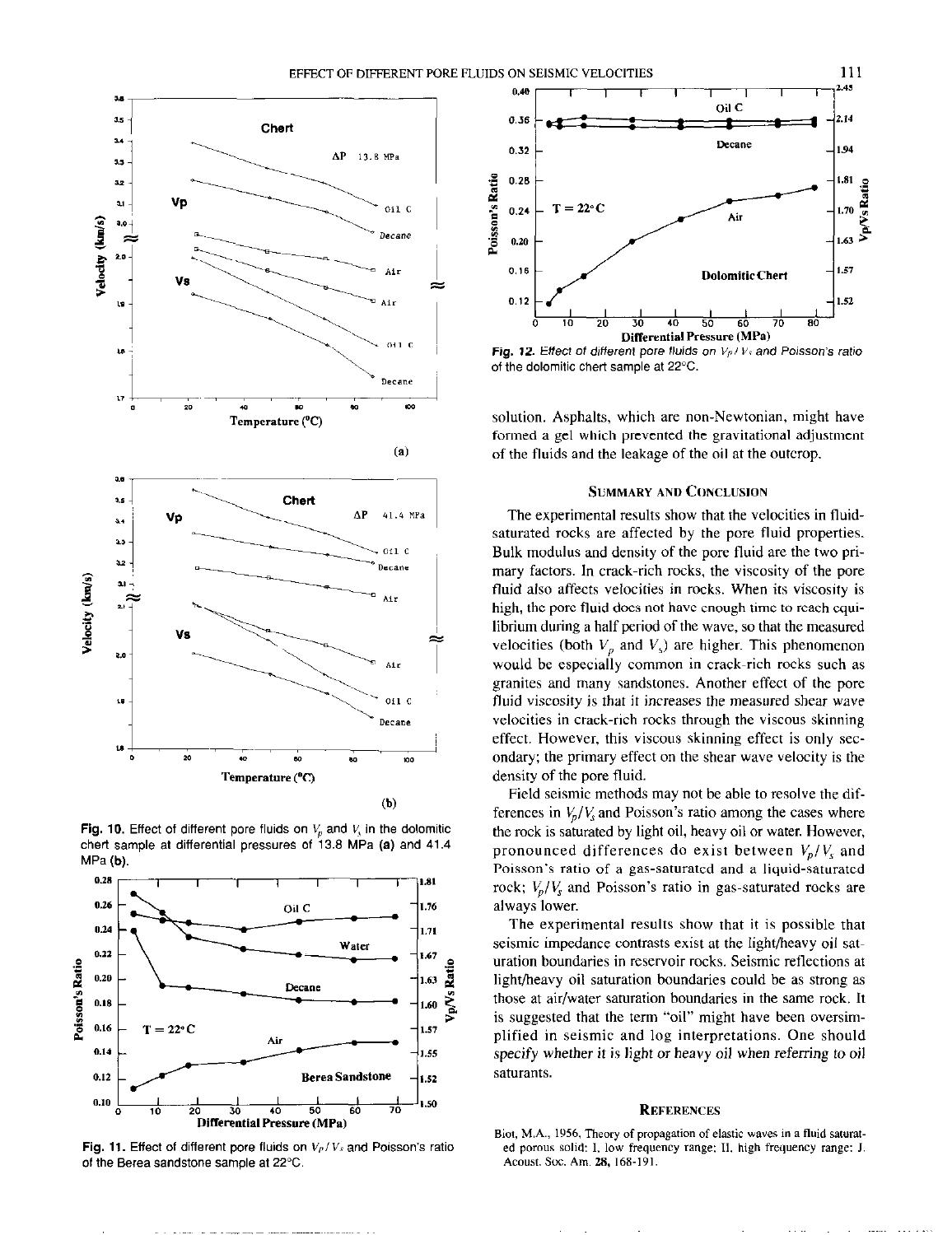Fig. 10. Effect of different pore fluids on $V_p$ and $V_s$ in the dolomitic chert sample at differential pressures of 13.8 MPa (a) and 41.4 MPa (b).

Fig. 11. Effect of different pore fluids on $V_P/V_S$ and Poisson's ratio of the Berea sandstone sample at 22°C.

Fig. 12. Effect of different pore fluids on $V_P/V_S$ and Poisson's ratio of the dolomitic chert sample at 22°C.

solution. Asphalts, which are non-Newtonian, might have formed a gel which prevented the gravitational adjustment of the fluids and the leakage of the oil at the outcrop.

## Summary and Conclusion

The experimental results show that the velocities in fluid-saturated rocks are affected by the pore fluid properties. Bulk modulus and density of the pore fluid are the two primary factors. In crack-rich rocks, the viscosity of the pore fluid also affects velocities in rocks. When its viscosity is high, the pore fluid does not have enough time to reach equilibrium during a half period of the wave, so that the measured velocities (both $V_p$ and $V_s$) are higher. This phenomenon would be especially common in crack-rich rocks such as granites and many sandstones. Another effect of the pore fluid viscosity is that it increases the measured shear wave velocities in crack-rich rocks through the viscous skinning effect. However, this viscous skinning effect is only secondary; the primary effect on the shear wave velocity is the density of the pore fluid.

Field seismic methods may not be able to resolve the differences in $V_p/V_s$ and Poisson's ratio among the cases where the rock is saturated by light oil, heavy oil or water. However, pronounced differences do exist between $V_p/V_s$ and Poisson's ratio of a gas-saturated and a liquid-saturated rock; $V_p/V_s$ and Poisson's ratio in gas-saturated rocks are always lower.

The experimental results show that it is possible that seismic impedance contrasts exist at the light/heavy oil saturation boundaries in reservoir rocks. Seismic reflections at light/heavy oil saturation boundaries could be as strong as those at air/water saturation boundaries in the same rock. It is suggested that the term "oil" might have been oversimplified in seismic and log interpretations. One should *specify whether it is light or heavy oil when referring to oil* saturants.

## References

Biot, M.A., 1956, Theory of propagation of elastic waves in a fluid saturated porous solid: I, low frequency range; II, high frequency range: J. Acoust. Soc. Am. **28**, 168-191.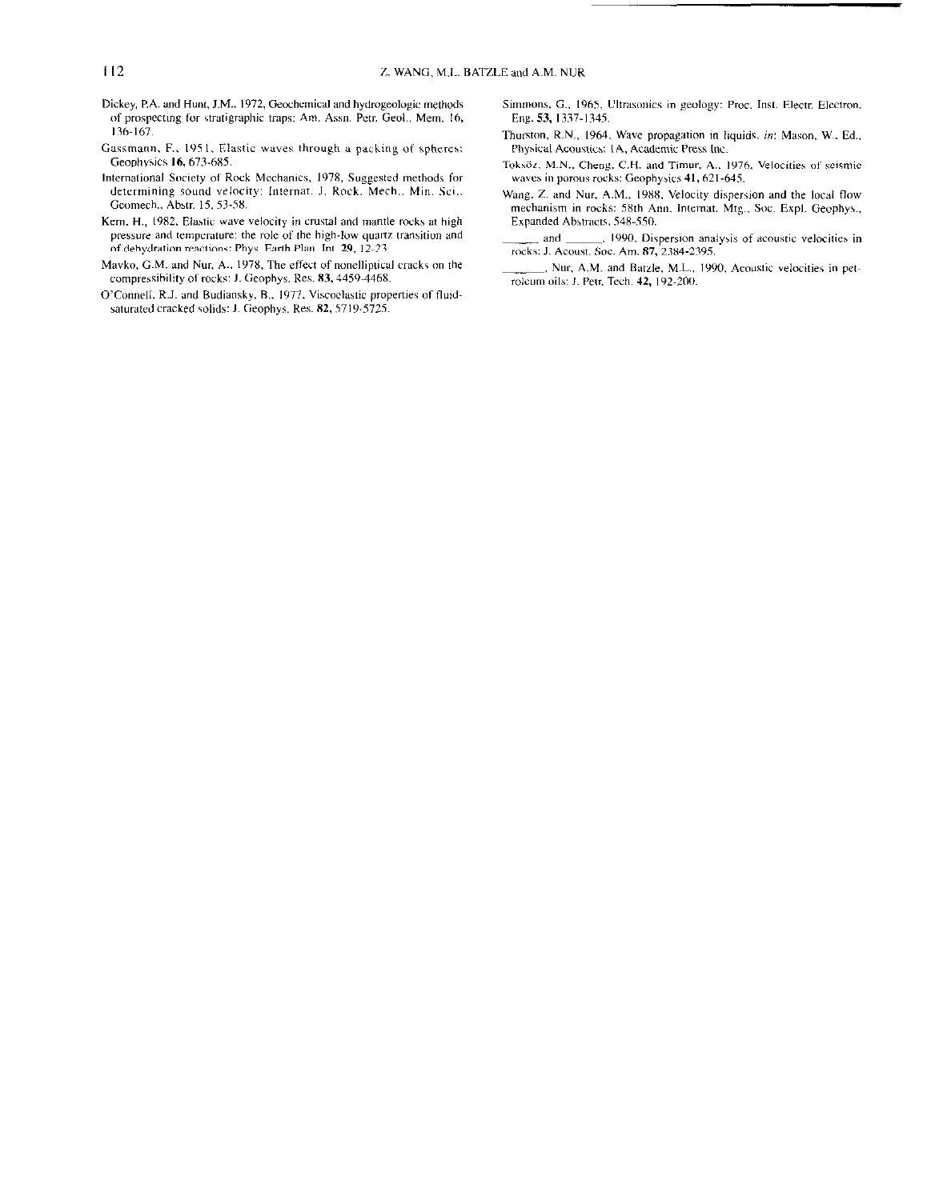Dickey, P.A. and Hunt, J.M., 1972, Geochemical and hydrogeologic methods of prospecting for stratigraphic traps: Am. Assn. Petr. Geol., Mem. **16**, 136-167.

Gassmann, F., 1951, Elastic waves through a packing of spheres: Geophysics **16**, 673-685.

International Society of Rock Mechanics, 1978, Suggested methods for determining sound velocity: Internat. J. Rock. Mech., Min. Sci., Geomech., Abstr. 15, 53-58.

Kern, H., 1982, Elastic wave velocity in crustal and mantle rocks at high pressure and temperature: the role of the high-low quartz transition and of dehydration reactions: Phys. Earth Plan. Int. **29**, 12-23.

Mavko, G.M. and Nur, A., 1978, The effect of nonelliptical cracks on the compressibility of rocks: J. Geophys. Res. **83**, 4459-4468.

O'Connell, R.J. and Budiansky, B., 1977, Viscoelastic properties of fluid-saturated cracked solids: J. Geophys. Res. **82**, 5719-5725.

Simmons, G., 1965, Ultrasonics in geology: Proc. Inst. Electr. Electron. Eng. **53**, 1337-1345.

Thurston, R.N., 1964, Wave propagation in liquids, *in*: Mason, W., Ed., Physical Acoustics: 1A, Academic Press Inc.

Toksöz, M.N., Cheng, C.H. and Timur, A., 1976, Velocities of seismic waves in porous rocks: Geophysics **41**, 621-645.

Wang, Z. and Nur, A.M., 1988, Velocity dispersion and the local flow mechanism in rocks: 58th Ann. Internat. Mtg., Soc. Expl. Geophys., Expanded Abstracts, 548-550.

______ and ______, 1990, Dispersion analysis of acoustic velocities in rocks: J. Acoust. Soc. Am. **87**, 2384-2395.

______, Nur, A.M. and Batzle, M.L., 1990, Acoustic velocities in petroleum oils: J. Petr. Tech. **42**, 192-200.